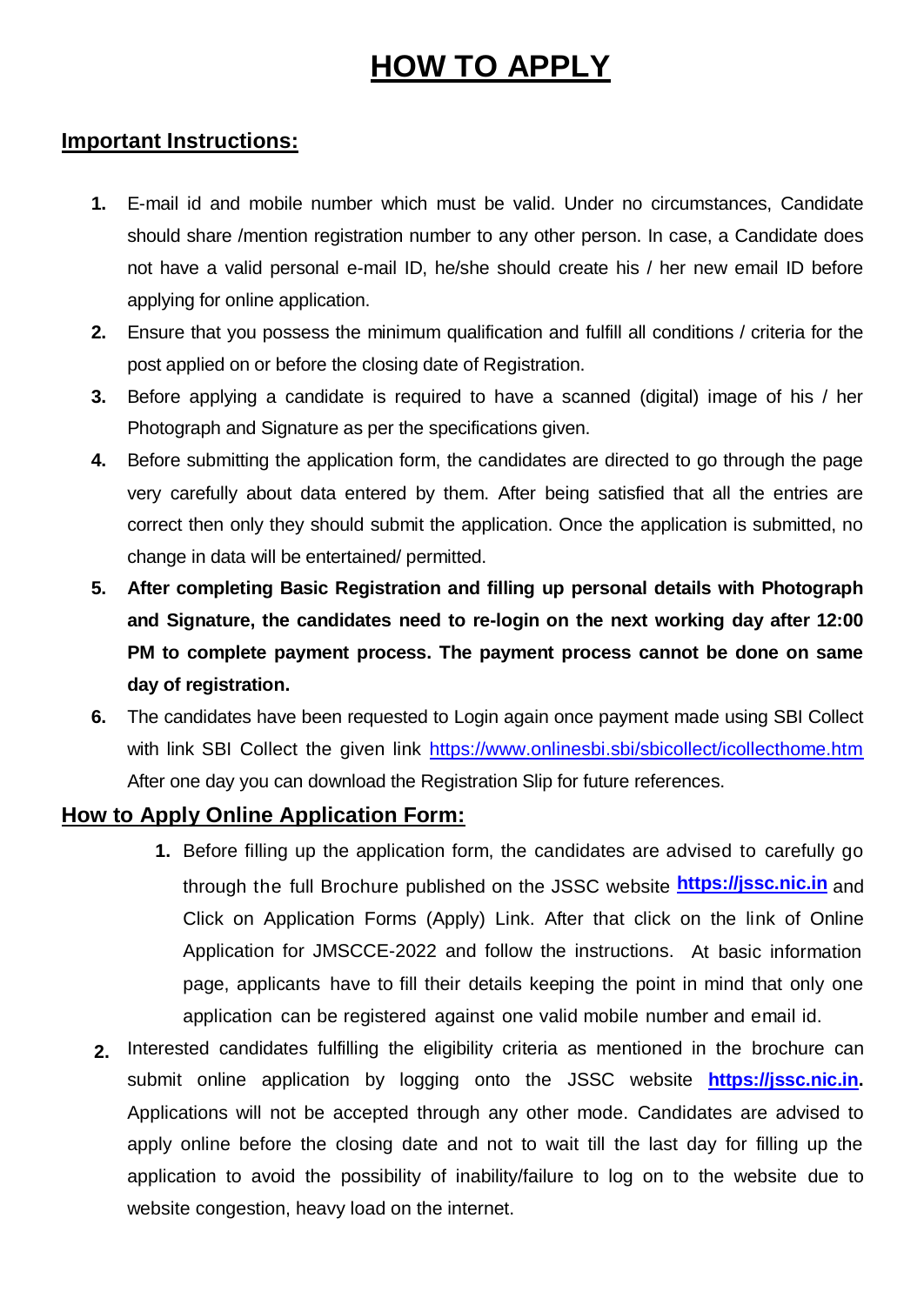# HOW TO APPLY

## Important Instructions:

1. E-mail id and mobile number which must be valid. Under no circumstances, Candidate should share /mention registration number to any other person. In case, a Candidate does not have a valid personal e-mail ID, he/she should create his / her new email ID before applying for online application.
2. Ensure that you possess the minimum qualification and fulfill all conditions / criteria for the post applied on or before the closing date of Registration.
3. Before applying a candidate is required to have a scanned (digital) image of his / her Photograph and Signature as per the specifications given.
4. Before submitting the application form, the candidates are directed to go through the page very carefully about data entered by them. After being satisfied that all the entries are correct then only they should submit the application. Once the application is submitted, no change in data will be entertained/ permitted.
5. **After completing Basic Registration and filling up personal details with Photograph and Signature, the candidates need to re-login on the next working day after 12:00 PM to complete payment process. The payment process cannot be done on same day of registration.**
6. The candidates have been requested to Login again once payment made using SBI Collect with link SBI Collect the given link https://www.onlinesbi.sbi/sbicollect/icollecthome.htm After one day you can download the Registration Slip for future references.

## How to Apply Online Application Form:

1. Before filling up the application form, the candidates are advised to carefully go through the full Brochure published on the JSSC website **https://jssc.nic.in** and Click on Application Forms (Apply) Link. After that click on the link of Online Application for JMSCCE-2022 and follow the instructions. At basic information page, applicants have to fill their details keeping the point in mind that only one application can be registered against one valid mobile number and email id.
2. Interested candidates fulfilling the eligibility criteria as mentioned in the brochure can submit online application by logging onto the JSSC website **https://jssc.nic.in.** Applications will not be accepted through any other mode. Candidates are advised to apply online before the closing date and not to wait till the last day for filling up the application to avoid the possibility of inability/failure to log on to the website due to website congestion, heavy load on the internet.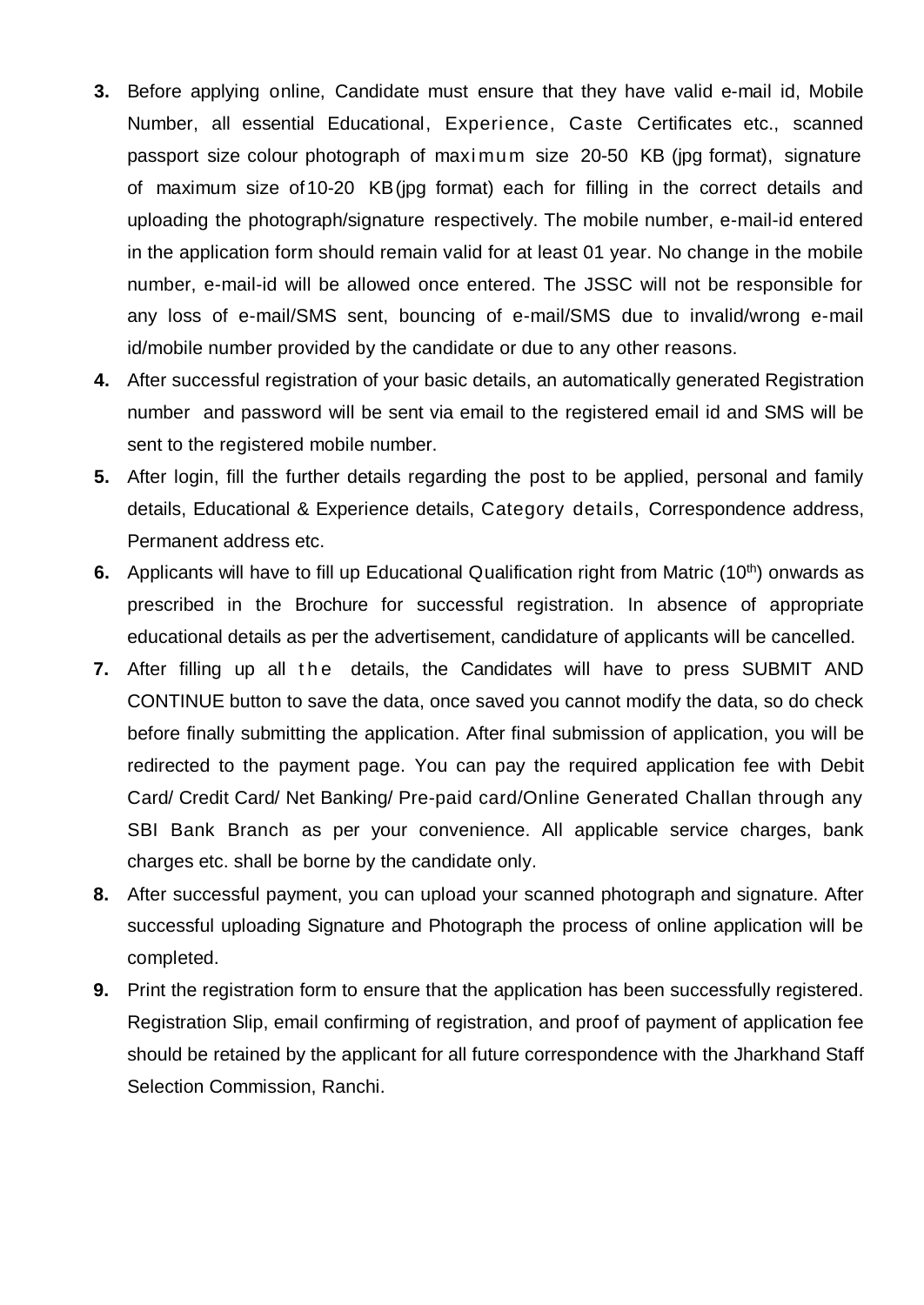3. **Before applying online, Candidate must ensure that they have valid e-mail id, Mobile Number, all essential Educational, Experience, Caste Certificates etc., scanned passport size colour photograph of maximum size 20-50 KB (jpg format), signature of maximum size of 10-20 KB (jpg format) each for filling in the correct details and uploading the photograph/signature respectively. The mobile number, e-mail-id entered in the application form should remain valid for at least 01 year. No change in the mobile number, e-mail-id will be allowed once entered. The JSSC will not be responsible for any loss of e-mail/SMS sent, bouncing of e-mail/SMS due to invalid/wrong e-mail id/mobile number provided by the candidate or due to any other reasons.**

4. After successful registration of your basic details, an automatically generated Registration number and password will be sent via email to the registered email id and SMS will be sent to the registered mobile number.

5. After login, fill the further details regarding the post to be applied, personal and family details, Educational & Experience details, Category details, Correspondence address, Permanent address etc.

6. Applicants will have to fill up Educational Qualification right from Matric (10th) onwards as prescribed in the Brochure for successful registration. In absence of appropriate educational details as per the advertisement, candidature of applicants will be cancelled.

7. After filling up all the details, the Candidates will have to press SUBMIT AND CONTINUE button to save the data, once saved you cannot modify the data, so do check before finally submitting the application. After final submission of application, you will be redirected to the payment page. You can pay the required application fee with Debit Card/ Credit Card/ Net Banking/ Pre-paid card/Online Generated Challan through any SBI Bank Branch as per your convenience. All applicable service charges, bank charges etc. shall be borne by the candidate only.

8. After successful payment, you can upload your scanned photograph and signature. After successful uploading Signature and Photograph the process of online application will be completed.

9. Print the registration form to ensure that the application has been successfully registered. Registration Slip, email confirming of registration, and proof of payment of application fee should be retained by the applicant for all future correspondence with the Jharkhand Staff Selection Commission, Ranchi.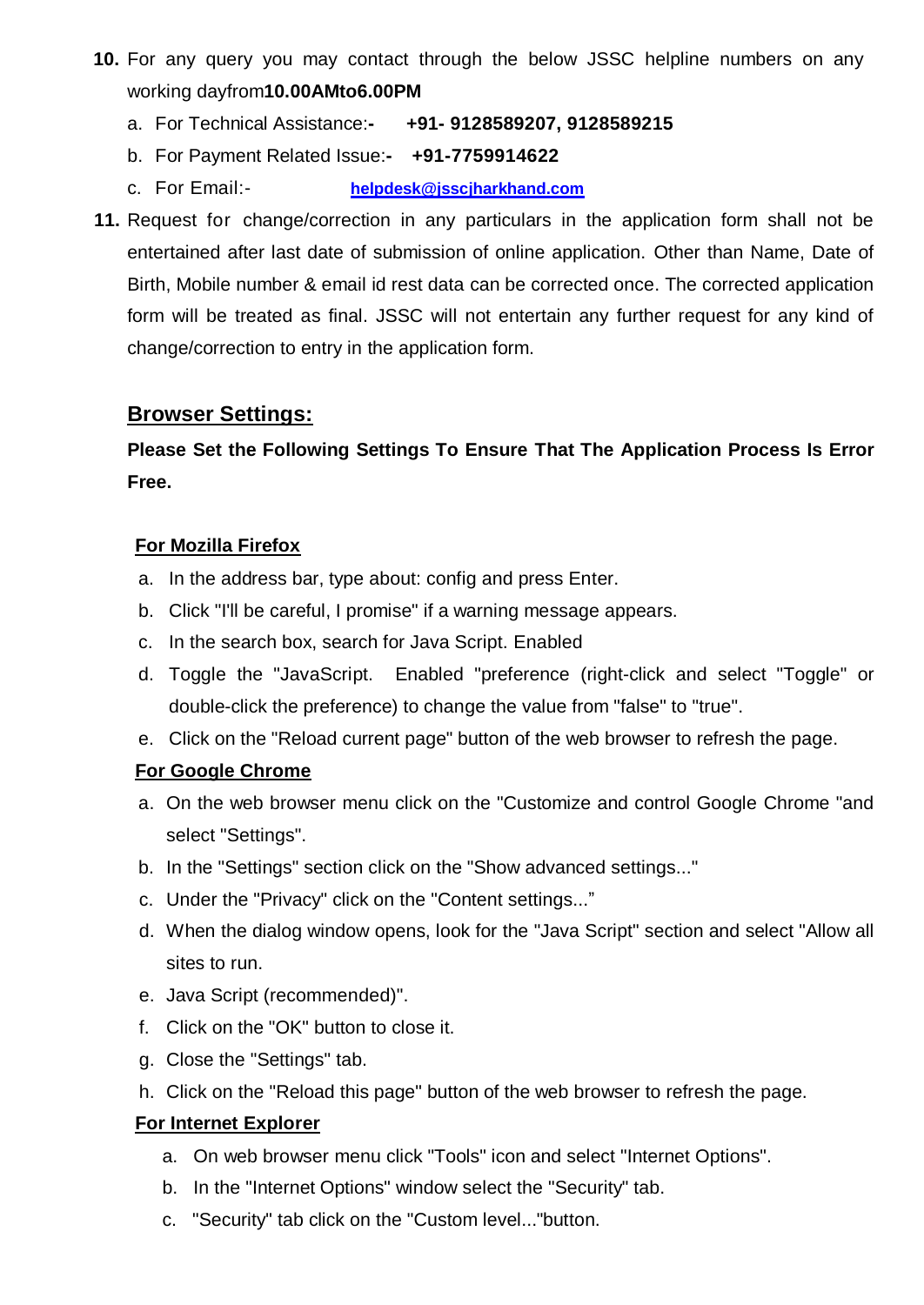10. For any query you may contact through the below JSSC helpline numbers on any working dayfrom**10.00AMto6.00PM**
    a. For Technical Assistance:**-** **+91- 9128589207, 9128589215**
    b. For Payment Related Issue:**-** **+91-7759914622**
    c. For Email:- **helpdesk@jsscjharkhand.com**
11. Request for change/correction in any particulars in the application form shall not be entertained after last date of submission of online application. Other than Name, Date of Birth, Mobile number & email id rest data can be corrected once. The corrected application form will be treated as final. JSSC will not entertain any further request for any kind of change/correction to entry in the application form.

## Browser Settings:

**Please Set the Following Settings To Ensure That The Application Process Is Error Free.**

### For Mozilla Firefox

a. In the address bar, type about: config and press Enter.
b. Click "I'll be careful, I promise" if a warning message appears.
c. In the search box, search for Java Script. Enabled
d. Toggle the "JavaScript. Enabled "preference (right-click and select "Toggle" or double-click the preference) to change the value from "false" to "true".
e. Click on the "Reload current page" button of the web browser to refresh the page.

### For Google Chrome

a. On the web browser menu click on the "Customize and control Google Chrome "and select "Settings".
b. In the "Settings" section click on the "Show advanced settings..."
c. Under the "Privacy" click on the "Content settings..."
d. When the dialog window opens, look for the "Java Script" section and select "Allow all sites to run.
e. Java Script (recommended)".
f. Click on the "OK" button to close it.
g. Close the "Settings" tab.
h. Click on the "Reload this page" button of the web browser to refresh the page.

### For Internet Explorer

a. On web browser menu click "Tools" icon and select "Internet Options".
b. In the "Internet Options" window select the "Security" tab.
c. "Security" tab click on the "Custom level..."button.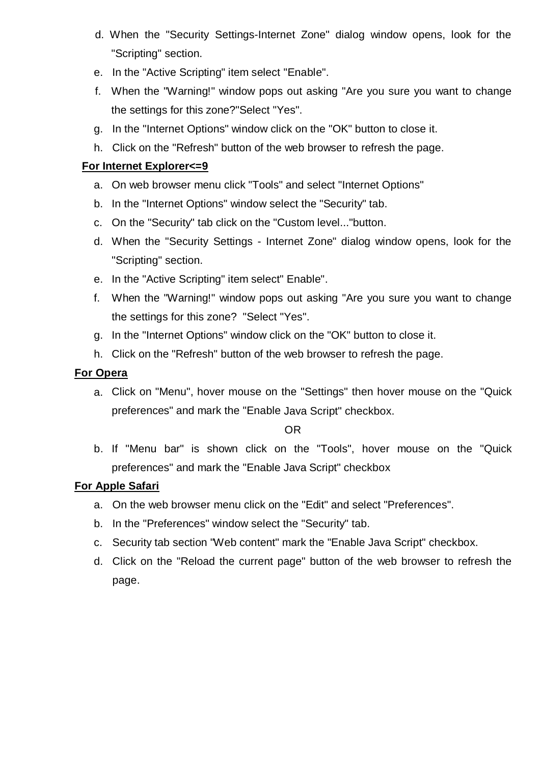d. When the "Security Settings-Internet Zone" dialog window opens, look for the "Scripting" section.
e. In the "Active Scripting" item select "Enable".
f. When the "Warning!" window pops out asking "Are you sure you want to change the settings for this zone?"Select "Yes".
g. In the "Internet Options" window click on the "OK" button to close it.
h. Click on the "Refresh" button of the web browser to refresh the page.

**For Internet Explorer<=9**

a. On web browser menu click "Tools" and select "Internet Options"
b. In the "Internet Options" window select the "Security" tab.
c. On the "Security" tab click on the "Custom level..."button.
d. When the "Security Settings - Internet Zone" dialog window opens, look for the "Scripting" section.
e. In the "Active Scripting" item select" Enable".
f. When the "Warning!" window pops out asking "Are you sure you want to change the settings for this zone? "Select "Yes".
g. In the "Internet Options" window click on the "OK" button to close it.
h. Click on the "Refresh" button of the web browser to refresh the page.

**For Opera**

a. Click on "Menu", hover mouse on the "Settings" then hover mouse on the "Quick preferences" and mark the "Enable Java Script" checkbox.

OR

b. If "Menu bar" is shown click on the "Tools", hover mouse on the "Quick preferences" and mark the "Enable Java Script" checkbox

**For Apple Safari**

a. On the web browser menu click on the "Edit" and select "Preferences".
b. In the "Preferences" window select the "Security" tab.
c. Security tab section "Web content" mark the "Enable Java Script" checkbox.
d. Click on the "Reload the current page" button of the web browser to refresh the page.